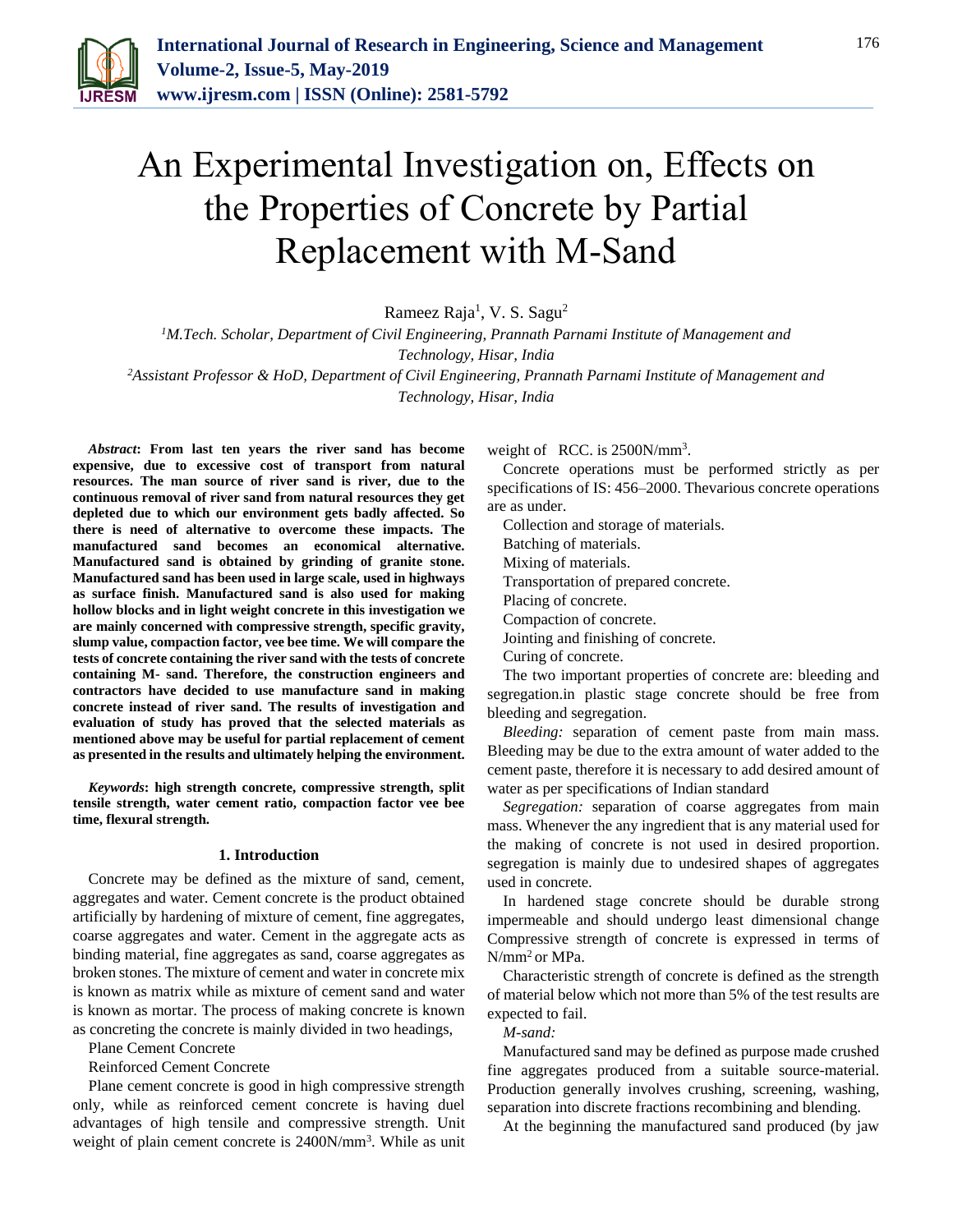# An Experimental Investigation on, Effects on the Properties of Concrete by Partial Replacement with M-Sand

Rameez Raja[1], V. S. Sagu[2]

[1]M.Tech. Scholar, Department of Civil Engineering, Prannath Parnami Institute of Management and Technology, Hisar, India

[2]Assistant Professor & HoD, Department of Civil Engineering, Prannath Parnami Institute of Management and Technology, Hisar, India

***Abstract*: From last ten years the river sand has become expensive, due to excessive cost of transport from natural resources. The man source of river sand is river, due to the continuous removal of river sand from natural resources they get depleted due to which our environment gets badly affected. So there is need of alternative to overcome these impacts. The manufactured sand becomes an economical alternative. Manufactured sand is obtained by grinding of granite stone. Manufactured sand has been used in large scale, used in highways as surface finish. Manufactured sand is also used for making hollow blocks and in light weight concrete in this investigation we are mainly concerned with compressive strength, specific gravity, slump value, compaction factor, vee bee time. We will compare the tests of concrete containing the river sand with the tests of concrete containing M- sand. Therefore, the construction engineers and contractors have decided to use manufacture sand in making concrete instead of river sand. The results of investigation and evaluation of study has proved that the selected materials as mentioned above may be useful for partial replacement of cement as presented in the results and ultimately helping the environment.**

***Keywords*: high strength concrete, compressive strength, split tensile strength, water cement ratio, compaction factor vee bee time, flexural strength.**

## 1. Introduction

Concrete may be defined as the mixture of sand, cement, aggregates and water. Cement concrete is the product obtained artificially by hardening of mixture of cement, fine aggregates, coarse aggregates and water. Cement in the aggregate acts as binding material, fine aggregates as sand, coarse aggregates as broken stones. The mixture of cement and water in concrete mix is known as matrix while as mixture of cement sand and water is known as mortar. The process of making concrete is known as concreting the concrete is mainly divided in two headings,

Plane Cement Concrete

Reinforced Cement Concrete

Plane cement concrete is good in high compressive strength only, while as reinforced cement concrete is having duel advantages of high tensile and compressive strength. Unit weight of plain cement concrete is 2400N/mm$^3$. While as unit weight of RCC. is 2500N/mm$^3$.

Concrete operations must be performed strictly as per specifications of IS: 456–2000. Thevarious concrete operations are as under.

Collection and storage of materials.

Batching of materials.

Mixing of materials.

Transportation of prepared concrete.

Placing of concrete.

Compaction of concrete.

Jointing and finishing of concrete.

Curing of concrete.

The two important properties of concrete are: bleeding and segregation.in plastic stage concrete should be free from bleeding and segregation.

*Bleeding:* separation of cement paste from main mass. Bleeding may be due to the extra amount of water added to the cement paste, therefore it is necessary to add desired amount of water as per specifications of Indian standard

*Segregation:* separation of coarse aggregates from main mass. Whenever the any ingredient that is any material used for the making of concrete is not used in desired proportion. segregation is mainly due to undesired shapes of aggregates used in concrete.

In hardened stage concrete should be durable strong impermeable and should undergo least dimensional change Compressive strength of concrete is expressed in terms of N/mm$^2$ or MPa.

Characteristic strength of concrete is defined as the strength of material below which not more than 5% of the test results are expected to fail.

*M-sand:*

Manufactured sand may be defined as purpose made crushed fine aggregates produced from a suitable source-material. Production generally involves crushing, screening, washing, separation into discrete fractions recombining and blending.

At the beginning the manufactured sand produced (by jaw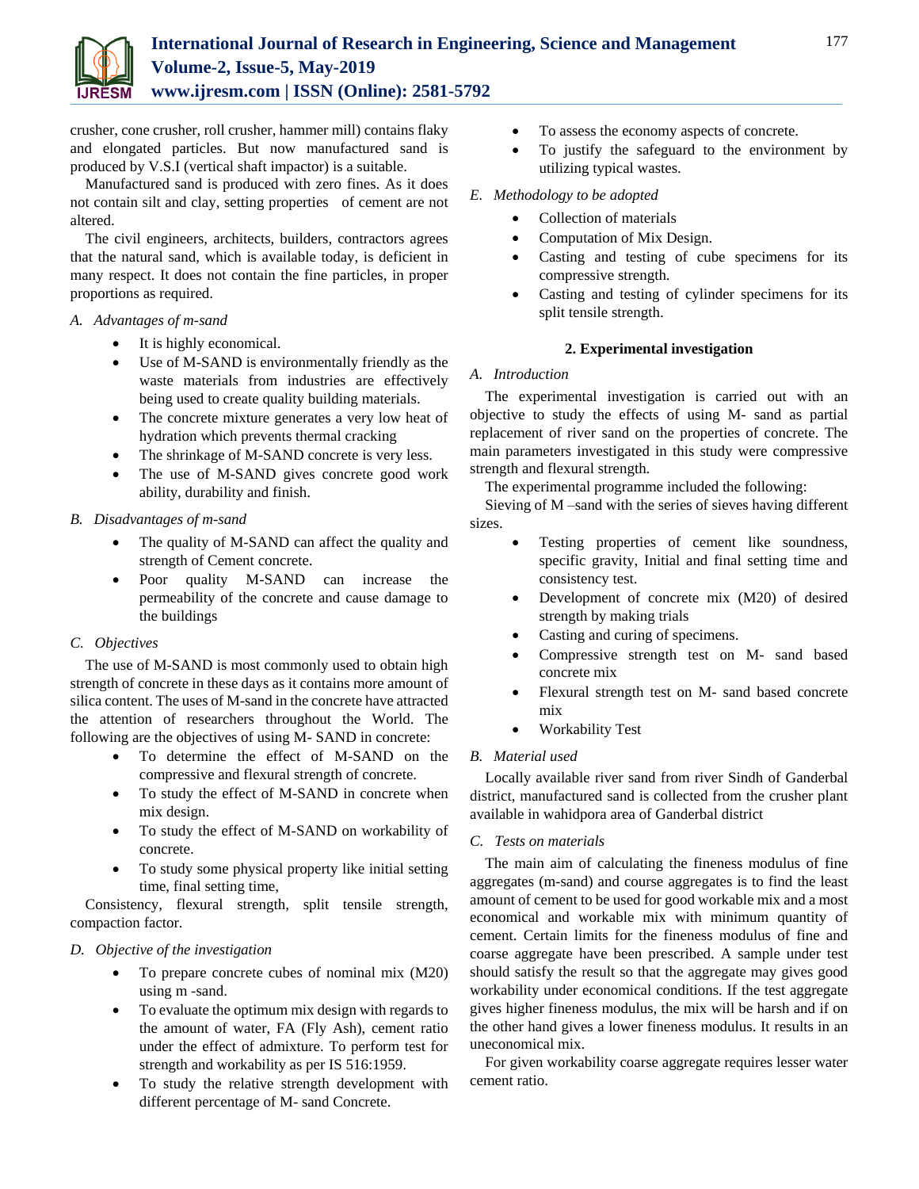crusher, cone crusher, roll crusher, hammer mill) contains flaky and elongated particles. But now manufactured sand is produced by V.S.I (vertical shaft impactor) is a suitable.

Manufactured sand is produced with zero fines. As it does not contain silt and clay, setting properties of cement are not altered.

The civil engineers, architects, builders, contractors agrees that the natural sand, which is available today, is deficient in many respect. It does not contain the fine particles, in proper proportions as required.

### *A. Advantages of m-sand*

- It is highly economical.
- Use of M-SAND is environmentally friendly as the waste materials from industries are effectively being used to create quality building materials.
- The concrete mixture generates a very low heat of hydration which prevents thermal cracking
- The shrinkage of M-SAND concrete is very less.
- The use of M-SAND gives concrete good work ability, durability and finish.

### *B. Disadvantages of m-sand*

- The quality of M-SAND can affect the quality and strength of Cement concrete.
- Poor quality M-SAND can increase the permeability of the concrete and cause damage to the buildings

### *C. Objectives*

The use of M-SAND is most commonly used to obtain high strength of concrete in these days as it contains more amount of silica content. The uses of M-sand in the concrete have attracted the attention of researchers throughout the World. The following are the objectives of using M- SAND in concrete:

- To determine the effect of M-SAND on the compressive and flexural strength of concrete.
- To study the effect of M-SAND in concrete when mix design.
- To study the effect of M-SAND on workability of concrete.
- To study some physical property like initial setting time, final setting time,

Consistency, flexural strength, split tensile strength, compaction factor.

### *D. Objective of the investigation*

- To prepare concrete cubes of nominal mix (M20) using m -sand.
- To evaluate the optimum mix design with regards to the amount of water, FA (Fly Ash), cement ratio under the effect of admixture. To perform test for strength and workability as per IS 516:1959.
- To study the relative strength development with different percentage of M- sand Concrete.
- To assess the economy aspects of concrete.
- To justify the safeguard to the environment by utilizing typical wastes.

### *E. Methodology to be adopted*

- Collection of materials
- Computation of Mix Design.
- Casting and testing of cube specimens for its compressive strength.
- Casting and testing of cylinder specimens for its split tensile strength.

## 2. Experimental investigation

### *A. Introduction*

The experimental investigation is carried out with an objective to study the effects of using M- sand as partial replacement of river sand on the properties of concrete. The main parameters investigated in this study were compressive strength and flexural strength.

The experimental programme included the following:

Sieving of M –sand with the series of sieves having different sizes.

- Testing properties of cement like soundness, specific gravity, Initial and final setting time and consistency test.
- Development of concrete mix (M20) of desired strength by making trials
- Casting and curing of specimens.
- Compressive strength test on M- sand based concrete mix
- Flexural strength test on M- sand based concrete mix
- Workability Test

### *B. Material used*

Locally available river sand from river Sindh of Ganderbal district, manufactured sand is collected from the crusher plant available in wahidpora area of Ganderbal district

### *C. Tests on materials*

The main aim of calculating the fineness modulus of fine aggregates (m-sand) and course aggregates is to find the least amount of cement to be used for good workable mix and a most economical and workable mix with minimum quantity of cement. Certain limits for the fineness modulus of fine and coarse aggregate have been prescribed. A sample under test should satisfy the result so that the aggregate may gives good workability under economical conditions. If the test aggregate gives higher fineness modulus, the mix will be harsh and if on the other hand gives a lower fineness modulus. It results in an uneconomical mix.

For given workability coarse aggregate requires lesser water cement ratio.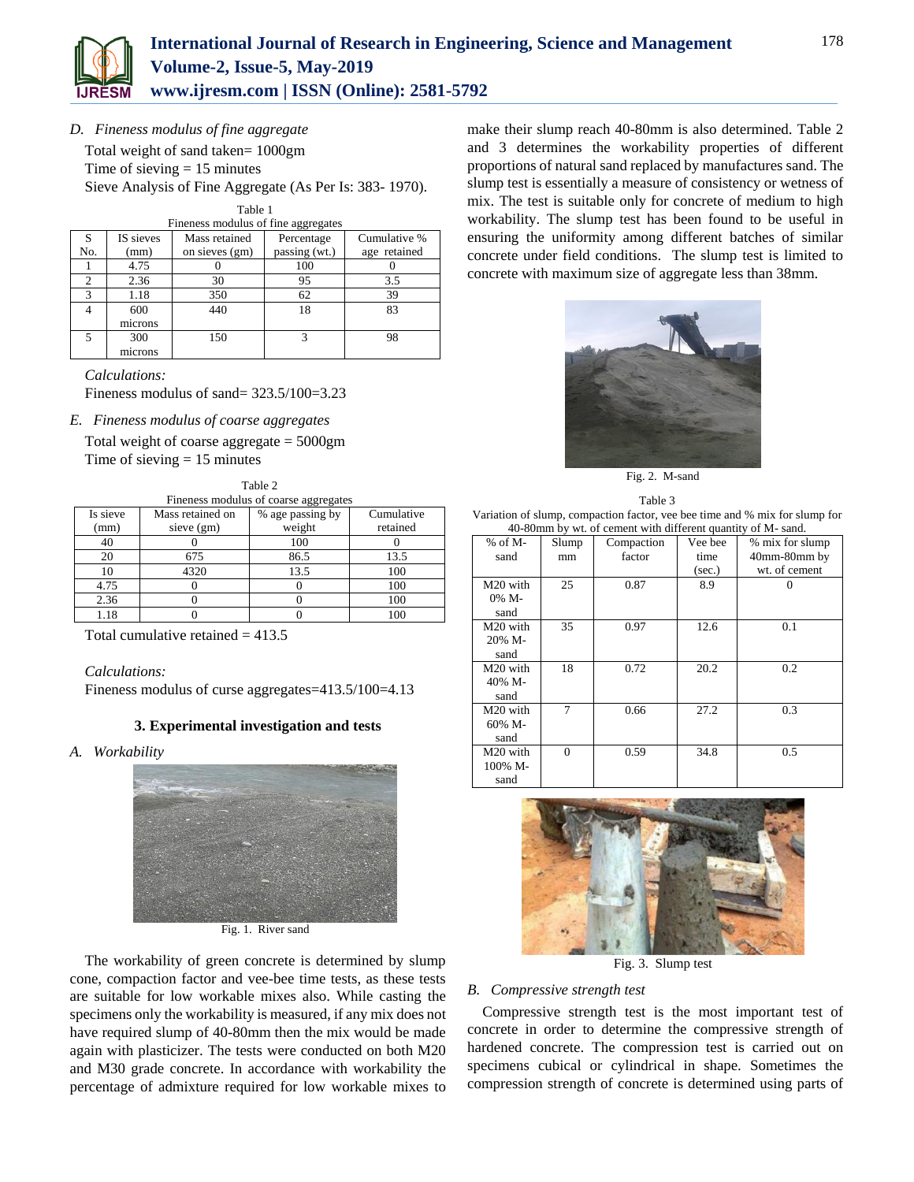### D. Fineness modulus of fine aggregate

Total weight of sand taken= 1000gm

Time of sieving = 15 minutes

Sieve Analysis of Fine Aggregate (As Per Is: 383- 1970).

Table 1
Fineness modulus of fine aggregates

| S No. | IS sieves (mm) | Mass retained on sieves (gm) | Percentage passing (wt.) | Cumulative % age retained |
|---|---|---|---|---|
| 1 | 4.75 | 0 | 100 | 0 |
| 2 | 2.36 | 30 | 95 | 3.5 |
| 3 | 1.18 | 350 | 62 | 39 |
| 4 | 600 microns | 440 | 18 | 83 |
| 5 | 300 microns | 150 | 3 | 98 |

*Calculations:*

Fineness modulus of sand= 323.5/100=3.23

### E. Fineness modulus of coarse aggregates

Total weight of coarse aggregate = 5000gm

Time of sieving = 15 minutes

Table 2
Fineness modulus of coarse aggregates

| Is sieve (mm) | Mass retained on sieve (gm) | % age passing by weight | Cumulative retained |
|---|---|---|---|
| 40 | 0 | 100 | 0 |
| 20 | 675 | 86.5 | 13.5 |
| 10 | 4320 | 13.5 | 100 |
| 4.75 | 0 | 0 | 100 |
| 2.36 | 0 | 0 | 100 |
| 1.18 | 0 | 0 | 100 |

Total cumulative retained = 413.5

*Calculations:*

Fineness modulus of curse aggregates=413.5/100=4.13

## 3. Experimental investigation and tests

### A. Workability

Fig. 1. River sand

The workability of green concrete is determined by slump cone, compaction factor and vee-bee time tests, as these tests are suitable for low workable mixes also. While casting the specimens only the workability is measured, if any mix does not have required slump of 40-80mm then the mix would be made again with plasticizer. The tests were conducted on both M20 and M30 grade concrete. In accordance with workability the percentage of admixture required for low workable mixes to make their slump reach 40-80mm is also determined. Table 2 and 3 determines the workability properties of different proportions of natural sand replaced by manufactures sand. The slump test is essentially a measure of consistency or wetness of mix. The test is suitable only for concrete of medium to high workability. The slump test has been found to be useful in ensuring the uniformity among different batches of similar concrete under field conditions. The slump test is limited to concrete with maximum size of aggregate less than 38mm.

Fig. 2. M-sand

Table 3
Variation of slump, compaction factor, vee bee time and % mix for slump for 40-80mm by wt. of cement with different quantity of M- sand.

| % of M-sand | Slump mm | Compaction factor | Vee bee time (sec.) | % mix for slump 40mm-80mm by wt. of cement |
|---|---|---|---|---|
| M20 with 0% M-sand | 25 | 0.87 | 8.9 | 0 |
| M20 with 20% M-sand | 35 | 0.97 | 12.6 | 0.1 |
| M20 with 40% M-sand | 18 | 0.72 | 20.2 | 0.2 |
| M20 with 60% M-sand | 7 | 0.66 | 27.2 | 0.3 |
| M20 with 100% M-sand | 0 | 0.59 | 34.8 | 0.5 |

Fig. 3. Slump test

### B. Compressive strength test

Compressive strength test is the most important test of concrete in order to determine the compressive strength of hardened concrete. The compression test is carried out on specimens cubical or cylindrical in shape. Sometimes the compression strength of concrete is determined using parts of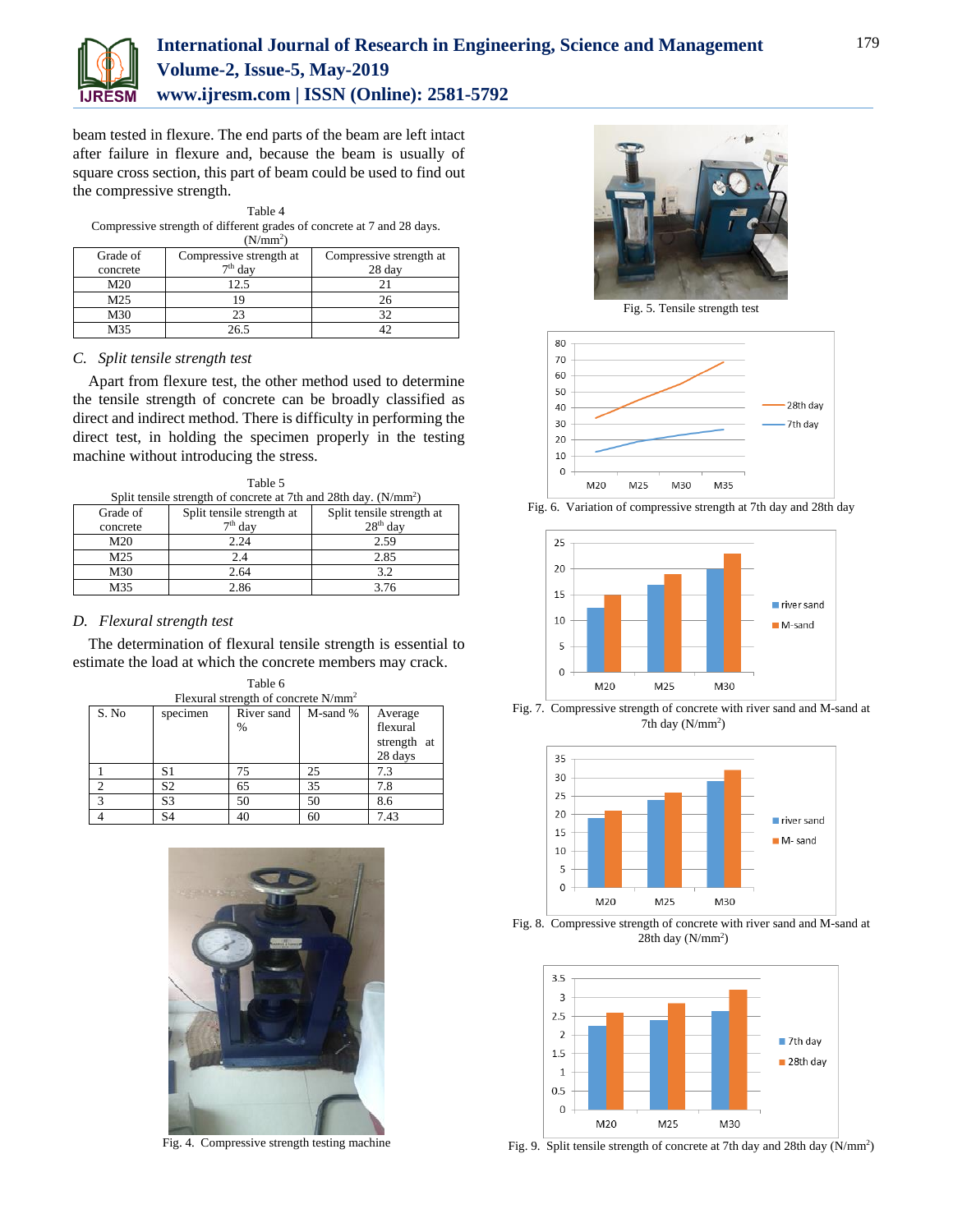beam tested in flexure. The end parts of the beam are left intact after failure in flexure and, because the beam is usually of square cross section, this part of beam could be used to find out the compressive strength.

Table 4
Compressive strength of different grades of concrete at 7 and 28 days. ($N/mm^2$)

| Grade of concrete | Compressive strength at $7^{th}$ day | Compressive strength at 28 day |
|---|---|---|
| M20 | 12.5 | 21 |
| M25 | 19 | 26 |
| M30 | 23 | 32 |
| M35 | 26.5 | 42 |

### *C. Split tensile strength test*

Apart from flexure test, the other method used to determine the tensile strength of concrete can be broadly classified as direct and indirect method. There is difficulty in performing the direct test, in holding the specimen properly in the testing machine without introducing the stress.

Table 5
Split tensile strength of concrete at 7th and 28th day. ($N/mm^2$)

| Grade of concrete | Split tensile strength at $7^{th}$ day | Split tensile strength at $28^{th}$ day |
|---|---|---|
| M20 | 2.24 | 2.59 |
| M25 | 2.4 | 2.85 |
| M30 | 2.64 | 3.2 |
| M35 | 2.86 | 3.76 |

### *D. Flexural strength test*

The determination of flexural tensile strength is essential to estimate the load at which the concrete members may crack.

Table 6
Flexural strength of concrete $N/mm^2$

| S. No | specimen | River sand % | M-sand % | Average flexural strength at 28 days |
|---|---|---|---|---|
| 1 | S1 | 75 | 25 | 7.3 |
| 2 | S2 | 65 | 35 | 7.8 |
| 3 | S3 | 50 | 50 | 8.6 |
| 4 | S4 | 40 | 60 | 7.43 |

Fig. 4. Compressive strength testing machine

Fig. 5. Tensile strength test

Fig. 6. Variation of compressive strength at 7th day and 28th day

Fig. 7. Compressive strength of concrete with river sand and M-sand at 7th day ($N/mm^2$)

Fig. 8. Compressive strength of concrete with river sand and M-sand at 28th day ($N/mm^2$)

Fig. 9. Split tensile strength of concrete at 7th day and 28th day ($N/mm^2$)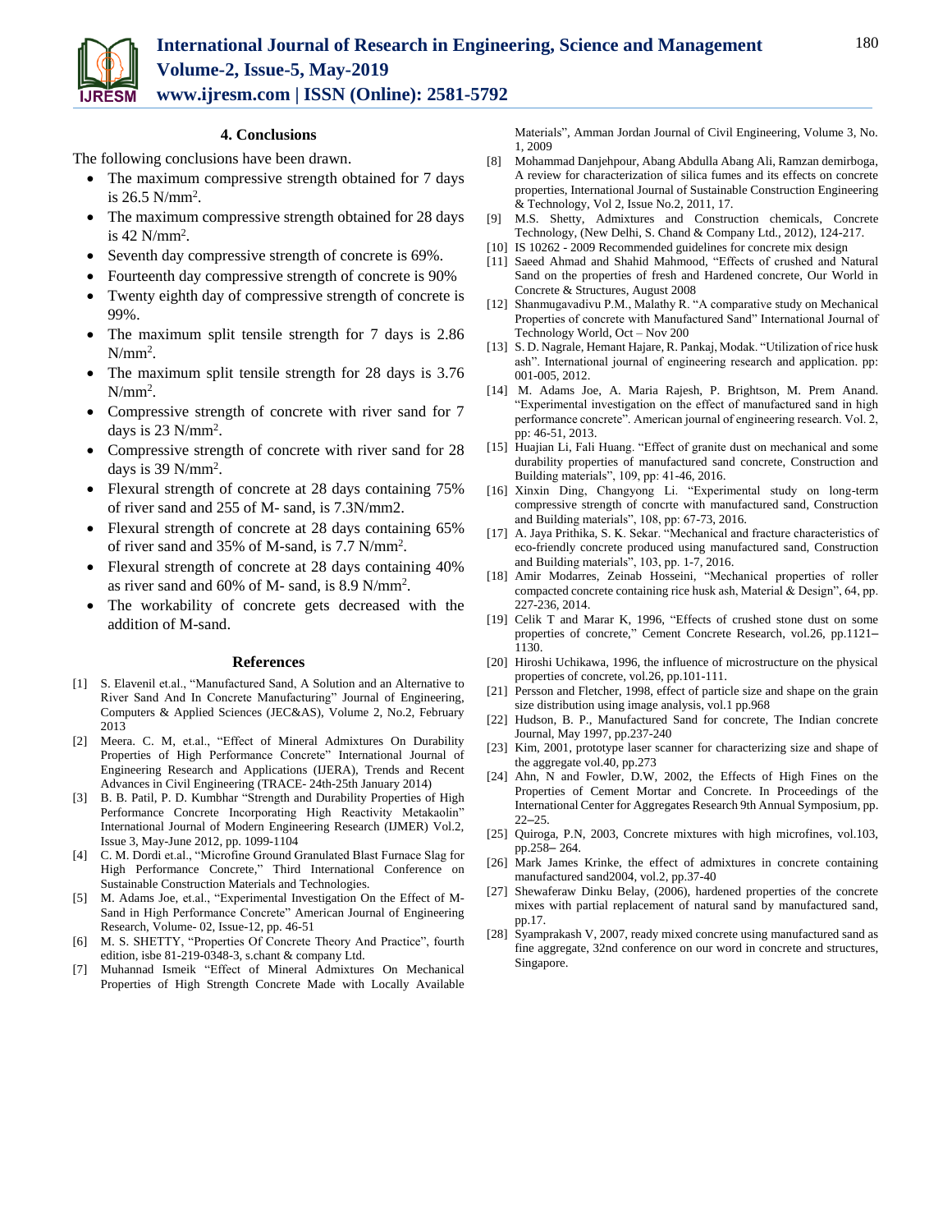## 4. Conclusions

The following conclusions have been drawn.

- The maximum compressive strength obtained for 7 days is 26.5 $N/mm^2$.
- The maximum compressive strength obtained for 28 days is 42 $N/mm^2$.
- Seventh day compressive strength of concrete is 69%.
- Fourteenth day compressive strength of concrete is 90%
- Twenty eighth day of compressive strength of concrete is 99%.
- The maximum split tensile strength for 7 days is 2.86 $N/mm^2$.
- The maximum split tensile strength for 28 days is 3.76 $N/mm^2$.
- Compressive strength of concrete with river sand for 7 days is 23 $N/mm^2$.
- Compressive strength of concrete with river sand for 28 days is 39 $N/mm^2$.
- Flexural strength of concrete at 28 days containing 75% of river sand and 255 of M- sand, is 7.3N/mm2.
- Flexural strength of concrete at 28 days containing 65% of river sand and 35% of M-sand, is 7.7 $N/mm^2$.
- Flexural strength of concrete at 28 days containing 40% as river sand and 60% of M- sand, is 8.9 $N/mm^2$.
- The workability of concrete gets decreased with the addition of M-sand.

## References

[1] S. Elavenil et.al., "Manufactured Sand, A Solution and an Alternative to River Sand And In Concrete Manufacturing" Journal of Engineering, Computers & Applied Sciences (JEC&AS), Volume 2, No.2, February 2013

[2] Meera. C. M, et.al., "Effect of Mineral Admixtures On Durability Properties of High Performance Concrete" International Journal of Engineering Research and Applications (IJERA), Trends and Recent Advances in Civil Engineering (TRACE- 24th-25th January 2014)

[3] B. B. Patil, P. D. Kumbhar "Strength and Durability Properties of High Performance Concrete Incorporating High Reactivity Metakaolin" International Journal of Modern Engineering Research (IJMER) Vol.2, Issue 3, May-June 2012, pp. 1099-1104

[4] C. M. Dordi et.al., "Microfine Ground Granulated Blast Furnace Slag for High Performance Concrete," Third International Conference on Sustainable Construction Materials and Technologies.

[5] M. Adams Joe, et.al., "Experimental Investigation On the Effect of M-Sand in High Performance Concrete" American Journal of Engineering Research, Volume- 02, Issue-12, pp. 46-51

[6] M. S. SHETTY, "Properties Of Concrete Theory And Practice", fourth edition, isbe 81-219-0348-3, s.chant & company Ltd.

[7] Muhannad Ismeik "Effect of Mineral Admixtures On Mechanical Properties of High Strength Concrete Made with Locally Available Materials", Amman Jordan Journal of Civil Engineering, Volume 3, No. 1, 2009

[8] Mohammad Danjehpour, Abang Abdulla Abang Ali, Ramzan demirboga, A review for characterization of silica fumes and its effects on concrete properties, International Journal of Sustainable Construction Engineering & Technology, Vol 2, Issue No.2, 2011, 17.

[9] M.S. Shetty, Admixtures and Construction chemicals, Concrete Technology, (New Delhi, S. Chand & Company Ltd., 2012), 124-217.

[10] IS 10262 - 2009 Recommended guidelines for concrete mix design

[11] Saeed Ahmad and Shahid Mahmood, "Effects of crushed and Natural Sand on the properties of fresh and Hardened concrete, Our World in Concrete & Structures, August 2008

[12] Shanmugavadivu P.M., Malathy R. "A comparative study on Mechanical Properties of concrete with Manufactured Sand" International Journal of Technology World, Oct – Nov 200

[13] S. D. Nagrale, Hemant Hajare, R. Pankaj, Modak. "Utilization of rice husk ash". International journal of engineering research and application. pp: 001-005, 2012.

[14] M. Adams Joe, A. Maria Rajesh, P. Brightson, M. Prem Anand. "Experimental investigation on the effect of manufactured sand in high performance concrete". American journal of engineering research. Vol. 2, pp: 46-51, 2013.

[15] Huajian Li, Fali Huang. "Effect of granite dust on mechanical and some durability properties of manufactured sand concrete, Construction and Building materials", 109, pp: 41-46, 2016.

[16] Xinxin Ding, Changyong Li. "Experimental study on long-term compressive strength of concrte with manufactured sand, Construction and Building materials", 108, pp: 67-73, 2016.

[17] A. Jaya Prithika, S. K. Sekar. "Mechanical and fracture characteristics of eco-friendly concrete produced using manufactured sand, Construction and Building materials", 103, pp. 1-7, 2016.

[18] Amir Modarres, Zeinab Hosseini, "Mechanical properties of roller compacted concrete containing rice husk ash, Material & Design", 64, pp. 227-236, 2014.

[19] Celik T and Marar K, 1996, "Effects of crushed stone dust on some properties of concrete," Cement Concrete Research, vol.26, pp.1121–1130.

[20] Hiroshi Uchikawa, 1996, the influence of microstructure on the physical properties of concrete, vol.26, pp.101-111.

[21] Persson and Fletcher, 1998, effect of particle size and shape on the grain size distribution using image analysis, vol.1 pp.968

[22] Hudson, B. P., Manufactured Sand for concrete, The Indian concrete Journal, May 1997, pp.237-240

[23] Kim, 2001, prototype laser scanner for characterizing size and shape of the aggregate vol.40, pp.273

[24] Ahn, N and Fowler, D.W, 2002, the Effects of High Fines on the Properties of Cement Mortar and Concrete. In Proceedings of the International Center for Aggregates Research 9th Annual Symposium, pp. 22–25.

[25] Quiroga, P.N, 2003, Concrete mixtures with high microfines, vol.103, pp.258– 264.

[26] Mark James Krinke, the effect of admixtures in concrete containing manufactured sand2004, vol.2, pp.37-40

[27] Shewaferaw Dinku Belay, (2006), hardened properties of the concrete mixes with partial replacement of natural sand by manufactured sand, pp.17.

[28] Syamprakash V, 2007, ready mixed concrete using manufactured sand as fine aggregate, 32nd conference on our word in concrete and structures, Singapore.